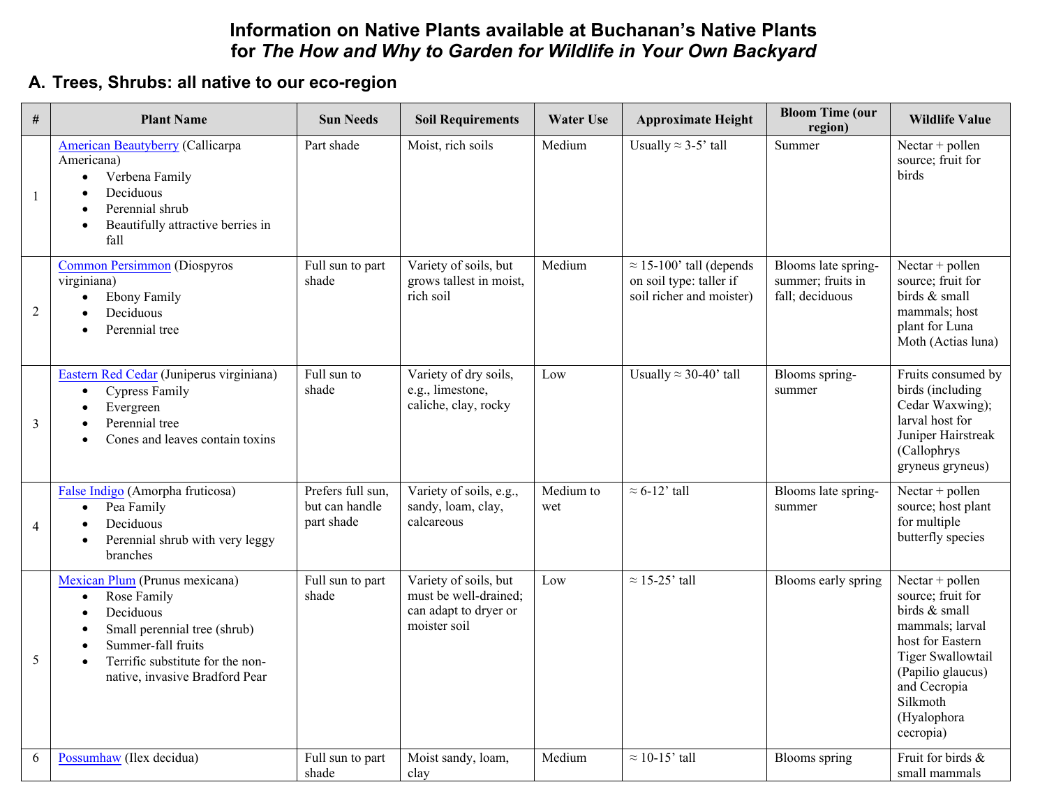# Information on Native Plants available at Buchanan's Native Plants for *The How and Why to Garden for Wildlife in Your Own Backyard*

## A. Trees, Shrubs: all native to our eco-region

| # | Plant Name | Sun Needs | Soil Requirements | Water Use | Approximate Height | Bloom Time (our region) | Wildlife Value |
|---|---|---|---|---|---|---|---|
| 1 | American Beautyberry (Callicarpa Americana)<br>• Verbena Family<br>• Deciduous<br>• Perennial shrub<br>• Beautifully attractive berries in fall | Part shade | Moist, rich soils | Medium | Usually ≈ 3-5' tall | Summer | Nectar + pollen source; fruit for birds |
| 2 | Common Persimmon (Diospyros virginiana)<br>• Ebony Family<br>• Deciduous<br>• Perennial tree | Full sun to part shade | Variety of soils, but grows tallest in moist, rich soil | Medium | ≈ 15-100' tall (depends on soil type: taller if soil richer and moister) | Blooms late spring-summer; fruits in fall; deciduous | Nectar + pollen source; fruit for birds & small mammals; host plant for Luna Moth (Actias luna) |
| 3 | Eastern Red Cedar (Juniperus virginiana)<br>• Cypress Family<br>• Evergreen<br>• Perennial tree<br>• Cones and leaves contain toxins | Full sun to shade | Variety of dry soils, e.g., limestone, caliche, clay, rocky | Low | Usually ≈ 30-40' tall | Blooms spring-summer | Fruits consumed by birds (including Cedar Waxwing); larval host for Juniper Hairstreak (Callophrys gryneus gryneus) |
| 4 | False Indigo (Amorpha fruticosa)<br>• Pea Family<br>• Deciduous<br>• Perennial shrub with very leggy branches | Prefers full sun, but can handle part shade | Variety of soils, e.g., sandy, loam, clay, calcareous | Medium to wet | ≈ 6-12' tall | Blooms late spring-summer | Nectar + pollen source; host plant for multiple butterfly species |
| 5 | Mexican Plum (Prunus mexicana)<br>• Rose Family<br>• Deciduous<br>• Small perennial tree (shrub)<br>• Summer-fall fruits<br>• Terrific substitute for the non-native, invasive Bradford Pear | Full sun to part shade | Variety of soils, but must be well-drained; can adapt to dryer or moister soil | Low | ≈ 15-25' tall | Blooms early spring | Nectar + pollen source; fruit for birds & small mammals; larval host for Eastern Tiger Swallowtail (Papilio glaucus) and Cecropia Silkmoth (Hyalophora cecropia) |
| 6 | Possumhaw (Ilex decidua) | Full sun to part shade | Moist sandy, loam, clay | Medium | ≈ 10-15' tall | Blooms spring | Fruit for birds & small mammals |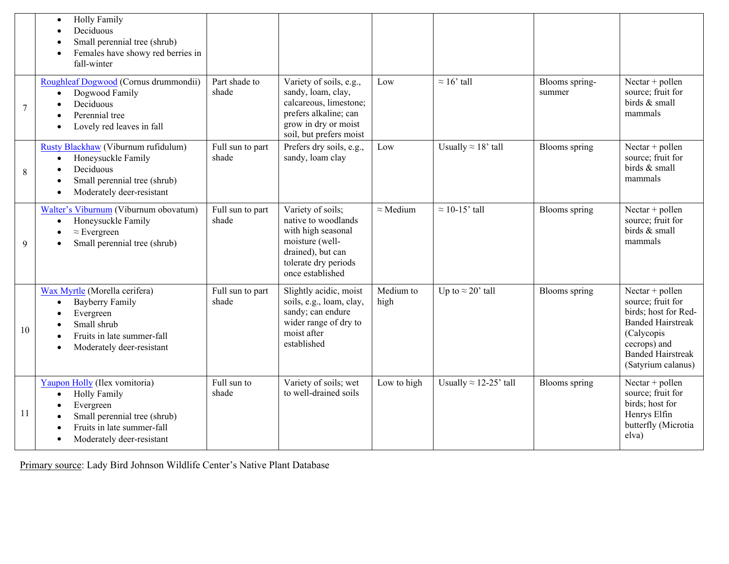| | | | | | | | |
|---|---|---|---|---|---|---|---|
| | • Holly Family<br>• Deciduous<br>• Small perennial tree (shrub)<br>• Females have showy red berries in fall-winter | | | | | | |
| 7 | Roughleaf Dogwood (Cornus drummondii)<br>• Dogwood Family<br>• Deciduous<br>• Perennial tree<br>• Lovely red leaves in fall | Part shade to shade | Variety of soils, e.g., sandy, loam, clay, calcareous, limestone; prefers alkaline; can grow in dry or moist soil, but prefers moist | Low | ≈ 16' tall | Blooms spring-summer | Nectar + pollen source; fruit for birds & small mammals |
| 8 | Rusty Blackhaw (Viburnum rufidulum)<br>• Honeysuckle Family<br>• Deciduous<br>• Small perennial tree (shrub)<br>• Moderately deer-resistant | Full sun to part shade | Prefers dry soils, e.g., sandy, loam clay | Low | Usually ≈ 18' tall | Blooms spring | Nectar + pollen source; fruit for birds & small mammals |
| 9 | Walter's Viburnum (Viburnum obovatum)<br>• Honeysuckle Family<br>• ≈ Evergreen<br>• Small perennial tree (shrub) | Full sun to part shade | Variety of soils; native to woodlands with high seasonal moisture (well-drained), but can tolerate dry periods once established | ≈ Medium | ≈ 10-15' tall | Blooms spring | Nectar + pollen source; fruit for birds & small mammals |
| 10 | Wax Myrtle (Morella cerifera)<br>• Bayberry Family<br>• Evergreen<br>• Small shrub<br>• Fruits in late summer-fall<br>• Moderately deer-resistant | Full sun to part shade | Slightly acidic, moist soils, e.g., loam, clay, sandy; can endure wider range of dry to moist after established | Medium to high | Up to ≈ 20' tall | Blooms spring | Nectar + pollen source; fruit for birds; host for Red-Banded Hairstreak (Calycopis cecrops) and Banded Hairstreak (Satyrium calanus) |
| 11 | Yaupon Holly (Ilex vomitoria)<br>• Holly Family<br>• Evergreen<br>• Small perennial tree (shrub)<br>• Fruits in late summer-fall<br>• Moderately deer-resistant | Full sun to shade | Variety of soils; wet to well-drained soils | Low to high | Usually ≈ 12-25' tall | Blooms spring | Nectar + pollen source; fruit for birds; host for Henrys Elfin butterfly (Microtia elva) |

Primary source: Lady Bird Johnson Wildlife Center's Native Plant Database